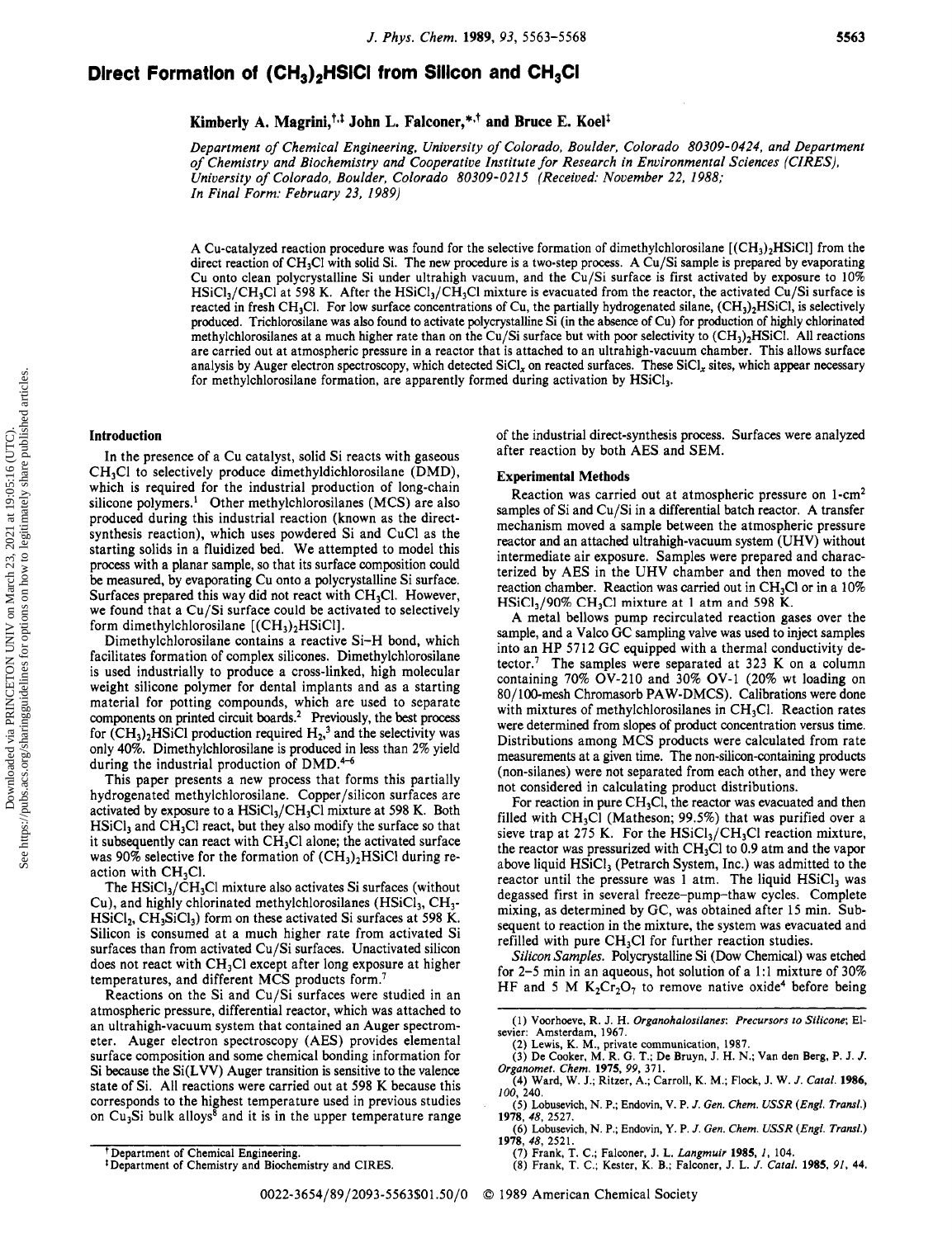# Direct Formation of $(CH_3)_2HSiCl$ from Silicon and $CH_3Cl$

**Kimberly A. Magrini,[†,‡] John L. Falconer,*[,†] and Bruce E. Koel[‡]**

*Department of Chemical Engineering, University of Colorado, Boulder, Colorado 80309-0424, and Department of Chemistry and Biochemistry and Cooperative Institute for Research in Environmental Sciences (CIRES), University of Colorado, Boulder, Colorado 80309-0215 (Received: November 22, 1988; In Final Form: February 23, 1989)*

A Cu-catalyzed reaction procedure was found for the selective formation of dimethylchlorosilane [$(CH_3)_2HSiCl$] from the direct reaction of $CH_3Cl$ with solid Si. The new procedure is a two-step process. A Cu/Si sample is prepared by evaporating Cu onto clean polycrystalline Si under ultrahigh vacuum, and the Cu/Si surface is first activated by exposure to 10% $HSiCl_3/CH_3Cl$ at 598 K. After the $HSiCl_3/CH_3Cl$ mixture is evacuated from the reactor, the activated Cu/Si surface is reacted in fresh $CH_3Cl$. For low surface concentrations of Cu, the partially hydrogenated silane, $(CH_3)_2HSiCl$, is selectively produced. Trichlorosilane was also found to activate polycrystalline Si (in the absence of Cu) for production of highly chlorinated methylchlorosilanes at a much higher rate than on the Cu/Si surface but with poor selectivity to $(CH_3)_2HSiCl$. All reactions are carried out at atmospheric pressure in a reactor that is attached to an ultrahigh-vacuum chamber. This allows surface analysis by Auger electron spectroscopy, which detected $SiCl_x$ on reacted surfaces. These $SiCl_x$ sites, which appear necessary for methylchlorosilane formation, are apparently formed during activation by $HSiCl_3$.

## Introduction

In the presence of a Cu catalyst, solid Si reacts with gaseous $CH_3Cl$ to selectively produce dimethyldichlorosilane (DMD), which is required for the industrial production of long-chain silicone polymers.[1] Other methylchlorosilanes (MCS) are also produced during this industrial reaction (known as the direct-synthesis reaction), which uses powdered Si and CuCl as the starting solids in a fluidized bed. We attempted to model this process with a planar sample, so that its surface composition could be measured, by evaporating Cu onto a polycrystalline Si surface. Surfaces prepared this way did not react with $CH_3Cl$. However, we found that a Cu/Si surface could be activated to selectively form dimethylchlorosilane [$(CH_3)_2HSiCl$].

Dimethylchlorosilane contains a reactive Si–H bond, which facilitates formation of complex silicones. Dimethylchlorosilane is used industrially to produce a cross-linked, high molecular weight silicone polymer for dental implants and as a starting material for potting compounds, which are used to separate components on printed circuit boards.[2] Previously, the best process for $(CH_3)_2HSiCl$ production required $H_2$,[3] and the selectivity was only 40%. Dimethylchlorosilane is produced in less than 2% yield during the industrial production of DMD.[4-6]

This paper presents a new process that forms this partially hydrogenated methylchlorosilane. Copper/silicon surfaces are activated by exposure to a $HSiCl_3/CH_3Cl$ mixture at 598 K. Both $HSiCl_3$ and $CH_3Cl$ react, but they also modify the surface so that it subsequently can react with $CH_3Cl$ alone; the activated surface was 90% selective for the formation of $(CH_3)_2HSiCl$ during reaction with $CH_3Cl$.

The $HSiCl_3/CH_3Cl$ mixture also activates Si surfaces (without Cu), and highly chlorinated methylchlorosilanes ($HSiCl_3$, $CH_3HSiCl_2$, $CH_3SiCl_3$) form on these activated Si surfaces at 598 K. Silicon is consumed at a much higher rate from activated Si surfaces than from activated Cu/Si surfaces. Unactivated silicon does not react with $CH_3Cl$ except after long exposure at higher temperatures, and different MCS products form.[7]

Reactions on the Si and Cu/Si surfaces were studied in an atmospheric pressure, differential reactor, which was attached to an ultrahigh-vacuum system that contained an Auger spectrometer. Auger electron spectroscopy (AES) provides elemental surface composition and some chemical bonding information for Si because the Si(LVV) Auger transition is sensitive to the valence state of Si. All reactions were carried out at 598 K because this corresponds to the highest temperature used in previous studies on $Cu_3Si$ bulk alloys[8] and it is in the upper temperature range of the industrial direct-synthesis process. Surfaces were analyzed after reaction by both AES and SEM.

## Experimental Methods

Reaction was carried out at atmospheric pressure on 1-cm² samples of Si and Cu/Si in a differential batch reactor. A transfer mechanism moved a sample between the atmospheric pressure reactor and an attached ultrahigh-vacuum system (UHV) without intermediate air exposure. Samples were prepared and characterized by AES in the UHV chamber and then moved to the reaction chamber. Reaction was carried out in $CH_3Cl$ or in a 10% $HSiCl_3$/90% $CH_3Cl$ mixture at 1 atm and 598 K.

A metal bellows pump recirculated reaction gases over the sample, and a Valco GC sampling valve was used to inject samples into an HP 5712 GC equipped with a thermal conductivity detector.[7] The samples were separated at 323 K on a column containing 70% OV-210 and 30% OV-1 (20% wt loading on 80/100-mesh Chromasorb PAW-DMCS). Calibrations were done with mixtures of methylchlorosilanes in $CH_3Cl$. Reaction rates were determined from slopes of product concentration versus time. Distributions among MCS products were calculated from rate measurements at a given time. The non-silicon-containing products (non-silanes) were not separated from each other, and they were not considered in calculating product distributions.

For reaction in pure $CH_3Cl$, the reactor was evacuated and then filled with $CH_3Cl$ (Matheson; 99.5%) that was purified over a sieve trap at 275 K. For the $HSiCl_3/CH_3Cl$ reaction mixture, the reactor was pressurized with $CH_3Cl$ to 0.9 atm and the vapor above liquid $HSiCl_3$ (Petrarch System, Inc.) was admitted to the reactor until the pressure was 1 atm. The liquid $HSiCl_3$ was degassed first in several freeze–pump–thaw cycles. Complete mixing, as determined by GC, was obtained after 15 min. Subsequent to reaction in the mixture, the system was evacuated and refilled with pure $CH_3Cl$ for further reaction studies.

*Silicon Samples.* Polycrystalline Si (Dow Chemical) was etched for 2–5 min in an aqueous, hot solution of a 1:1 mixture of 30% HF and 5 M $K_2Cr_2O_7$ to remove native oxide[4] before being

---

(1) Voorhoeve, R. J. H. *Organohalosilanes: Precursors to Silicone*; Elsevier: Amsterdam, 1967.
(2) Lewis, K. M., private communication, 1987.
(3) De Cooker, M. R. G. T.; De Bruyn, J. H. N.; Van den Berg, P. J. *J. Organomet. Chem.* **1975**, *99*, 371.
(4) Ward, W. J.; Ritzer, A.; Carroll, K. M.; Flock, J. W. *J. Catal.* **1986**, *100*, 240.
(5) Lobusevich, N. P.; Endovin, V. P. *J. Gen. Chem. USSR (Engl. Transl.)* **1978**, *48*, 2527.
(6) Lobusevich, N. P.; Endovin, Y. P. *J. Gen. Chem. USSR (Engl. Transl.)* **1978**, *48*, 2521.
(7) Frank, T. C.; Falconer, J. L. *Langmuir* **1985**, *1*, 104.
(8) Frank, T. C.; Kester, K. B.; Falconer, J. L. *J. Catal.* **1985**, *91*, 44.

[†] Department of Chemical Engineering.
[‡] Department of Chemistry and Biochemistry and CIRES.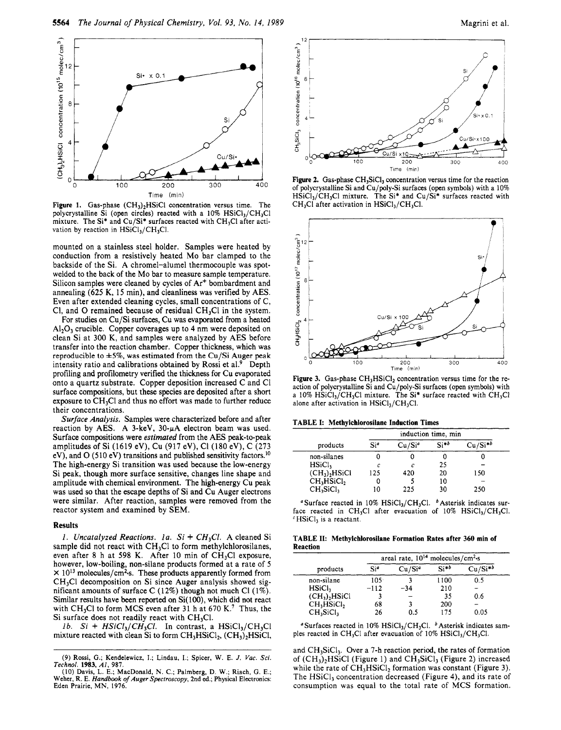Figure 1. Gas-phase $(CH_3)_2HSiCl$ concentration versus time. The polycrystalline Si (open circles) reacted with a 10% $HSiCl_3/CH_3Cl$ mixture. The Si* and Cu/Si* surfaces reacted with $CH_3Cl$ after activation by reaction in $HSiCl_3/CH_3Cl$.

mounted on a stainless steel holder. Samples were heated by conduction from a resistively heated Mo bar clamped to the backside of the Si. A chromel–alumel thermocouple was spot-welded to the back of the Mo bar to measure sample temperature. Silicon samples were cleaned by cycles of $Ar^+$ bombardment and annealing (625 K, 15 min), and cleanliness was verified by AES. Even after extended cleaning cycles, small concentrations of C, Cl, and O remained because of residual $CH_3Cl$ in the system.

For studies on Cu/Si surfaces, Cu was evaporated from a heated $Al_2O_3$ crucible. Copper coverages up to 4 nm were deposited on clean Si at 300 K, and samples were analyzed by AES before transfer into the reaction chamber. Copper thickness, which was reproducible to ±5%, was estimated from the Cu/Si Auger peak intensity ratio and calibrations obtained by Rossi et al.[9] Depth profiling and profilometry verified the thickness for Cu evaporated onto a quartz substrate. Copper deposition increased C and Cl surface compositions, but these species are deposited after a short exposure to $CH_3Cl$ and thus no effort was made to further reduce their concentrations.

*Surface Analysis.* Samples were characterized before and after reaction by AES. A 3-keV, 30-μA electron beam was used. Surface compositions were *estimated* from the AES peak-to-peak amplitudes of Si (1619 eV), Cu (917 eV), Cl (180 eV), C (273 eV), and O (510 eV) transitions and published sensitivity factors.[10] The high-energy Si transition was used because the low-energy Si peak, though more surface sensitive, changes line shape and amplitude with chemical environment. The high-energy Cu peak was used so that the escape depths of Si and Cu Auger electrons were similar. After reaction, samples were removed from the reactor system and examined by SEM.

## Results

*1. Uncatalyzed Reactions. 1a. Si + $CH_3Cl$.* A cleaned Si sample did not react with $CH_3Cl$ to form methylchlorosilanes, even after 8 h at 598 K. After 10 min of $CH_3Cl$ exposure, however, low-boiling, non-silane products formed at a rate of $5 \times 10^{13}$ molecules/cm²·s. These products apparently formed from $CH_3Cl$ decomposition on Si since Auger analysis showed significant amounts of surface C (12%) though not much Cl (1%). Similar results have been reported on Si(100), which did not react with $CH_3Cl$ to form MCS even after 31 h at 670 K.[7] Thus, the Si surface does not readily react with $CH_3Cl$.

*1b. Si + $HSiCl_3/CH_3Cl$.* In contrast, a $HSiCl_3/CH_3Cl$ mixture reacted with clean Si to form $CH_3HSiCl_2$, $(CH_3)_2HSiCl$, and $CH_3SiCl_3$. Over a 7-h reaction period, the rates of formation of $(CH_3)_2HSiCl$ (Figure 1) and $CH_3SiCl_3$ (Figure 2) increased while the rate of $CH_3HSiCl_2$ formation was constant (Figure 3). The $HSiCl_3$ concentration decreased (Figure 4), and its rate of consumption was equal to the total rate of MCS formation.

(9) Rossi, G.; Kendelewicz, I.; Lindau, I.; Spicer, W. E. *J. Vac. Sci. Technol.* **1983**, *A1*, 987.

(10) Davis, L. E.; MacDonald, N. C.; Palmberg, D. W.; Riach, G. E.; Weher, R. E. *Handbook of Auger Spectroscopy*, 2nd ed.; Physical Electronics: Eden Prairie, MN, 1976.

Figure 2. Gas-phase $CH_3SiCl_3$ concentration versus time for the reaction of polycrystalline Si and Cu/poly-Si surfaces (open symbols) with a 10% $HSiCl_3/CH_3Cl$ mixture. The Si* and Cu/Si* surfaces reacted with $CH_3Cl$ after activation in $HSiCl_3/CH_3Cl$.

Figure 3. Gas-phase $CH_3HSiCl_2$ concentration versus time for the reaction of polycrystalline Si and Cu/poly-Si surfaces (open symbols) with a 10% $HSiCl_3/CH_3Cl$ mixture. The Si* surface reacted with $CH_3Cl$ alone after activation in $HSiCl_3/CH_3Cl$.

TABLE I: Methylchlorosilane Induction Times

| products | induction time, min | | | |
|---|---|---|---|---|
| | Si[a] | Cu/Si[a] | Si*[b] | Cu/Si*[b] |
| non-silanes | 0 | 0 | 0 | 0 |
| $HSiCl_3$ | c | c | 25 | – |
| $(CH_3)_2HSiCl$ | 125 | 420 | 20 | 150 |
| $CH_3HSiCl_2$ | 0 | 5 | 10 | – |
| $CH_3SiCl_3$ | 10 | 225 | 30 | 250 |

[a] Surface reacted in 10% $HSiCl_3/CH_3Cl$. [b] Asterisk indicates surface reacted in $CH_3Cl$ after evacuation of 10% $HSiCl_3/CH_3Cl$. [c] $HSiCl_3$ is a reactant.

TABLE II: Methylchlorosilane Formation Rates after 360 min of Reaction

| products | areal rate, $10^{14}$ molecules/cm²·s | | | |
|---|---|---|---|---|
| | Si[a] | Cu/Si[a] | Si*[b] | Cu/Si*[b] |
| non-silane | 105 | 3 | 1100 | 0.5 |
| $HSiCl_3$ | –112 | –34 | 210 | – |
| $(CH_3)_2HSiCl$ | 3 | – | 35 | 0.6 |
| $CH_3HSiCl_2$ | 68 | 3 | 200 | – |
| $CH_3SiCl_3$ | 26 | 0.5 | 175 | 0.05 |

[a] Surfaces reacted in 10% $HSiCl_3/CH_3Cl$. [b] Asterisk indicates samples reacted in $CH_3Cl$ after evacuation of 10% $HSiCl_3/CH_3Cl$.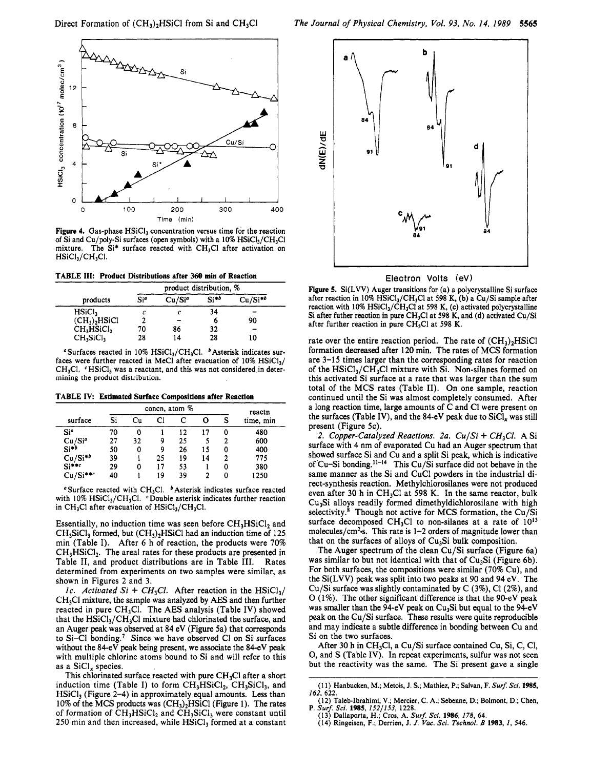Figure 4. Gas-phase $HSiCl_3$ concentration versus time for the reaction of Si and Cu/poly-Si surfaces (open symbols) with a 10% $HSiCl_3/CH_3Cl$ mixture. The Si* surface reacted with $CH_3Cl$ after activation on $HSiCl_3/CH_3Cl$.

**TABLE III: Product Distributions after 360 min of Reaction**

| products | product distribution, % | | | |
|---|---|---|---|---|
| | Si[a] | Cu/Si[a] | Si*[b] | Cu/Si*[b] |
| $HSiCl_3$ | c | c | 34 | – |
| $(CH_3)_2HSiCl$ | 2 | – | 6 | 90 |
| $CH_3HSiCl_2$ | 70 | 86 | 32 | – |
| $CH_3SiCl_3$ | 28 | 14 | 28 | 10 |

[a] Surfaces reacted in 10% $HSiCl_3/CH_3Cl$. [b] Asterisk indicates surfaces were further reacted in MeCl after evacuation of 10% $HSiCl_3/CH_3Cl$. [c] $HSiCl_3$ was a reactant, and this was not considered in determining the product distribution.

**TABLE IV: Estimated Surface Compositions after Reaction**

| surface | concn, atom % | | | | | | reactn time, min |
|---|---|---|---|---|---|---|---|
| | Si | Cu | Cl | C | O | S | |
| Si[a] | 70 | 0 | 1 | 12 | 17 | 0 | 480 |
| Cu/Si[a] | 27 | 32 | 9 | 25 | 5 | 2 | 600 |
| Si*[b] | 50 | 0 | 9 | 26 | 15 | 0 | 400 |
| Cu/Si*[b] | 39 | 1 | 25 | 19 | 14 | 2 | 775 |
| Si**[c] | 29 | 0 | 17 | 53 | 1 | 0 | 380 |
| Cu/Si**[c] | 40 | 1 | 19 | 39 | 2 | 0 | 1250 |

[a] Surface reacted with $CH_3Cl$. [b] Asterisk indicates surface reacted with 10% $HSiCl_3/CH_3Cl$. [c] Double asterisk indicates further reaction in $CH_3Cl$ after evacuation of $HSiCl_3/CH_3Cl$.

Essentially, no induction time was seen before $CH_3HSiCl_2$ and $CH_3SiCl_3$ formed, but $(CH_3)_2HSiCl$ had an induction time of 125 min (Table I). After 6 h of reaction, the products were 70% $CH_3HSiCl_2$. The areal rates for these products are presented in Table II, and product distributions are in Table III. Rates determined from experiments on two samples were similar, as shown in Figures 2 and 3.

*1c. Activated Si + $CH_3Cl$.* After reaction in the $HSiCl_3/CH_3Cl$ mixture, the sample was analyzed by AES and then further reacted in pure $CH_3Cl$. The AES analysis (Table IV) showed that the $HSiCl_3/CH_3Cl$ mixture had chlorinated the surface, and an Auger peak was observed at 84 eV (Figure 5a) that corresponds to Si–Cl bonding.[7] Since we have observed Cl on Si surfaces without the 84-eV peak being present, we associate the 84-eV peak with multiple chlorine atoms bound to Si and will refer to this as a $SiCl_x$ species.

This chlorinated surface reacted with pure $CH_3Cl$ after a short induction time (Table I) to form $CH_3HSiCl_2$, $CH_3SiCl_3$, and $HSiCl_3$ (Figure 2–4) in approximately equal amounts. Less than 10% of the MCS products was $(CH_3)_2HSiCl$ (Figure 1). The rates of formation of $CH_3HSiCl_2$ and $CH_3SiCl_3$ were constant until 250 min and then increased, while $HSiCl_3$ formed at a constant rate over the entire reaction period. The rate of $(CH_3)_2HSiCl$ formation decreased after 120 min. The rates of MCS formation are 3–15 times larger than the corresponding rates for reaction of the $HSiCl_3/CH_3Cl$ mixture with Si. Non-silanes formed on this activated Si surface at a rate that was larger than the sum total of the MCS rates (Table II). On one sample, reaction continued until the Si was almost completely consumed. After a long reaction time, large amounts of C and Cl were present on the surfaces (Table IV), and the 84-eV peak due to $SiCl_x$ was still present (Figure 5c).

Figure 5. Si(LVV) Auger transitions for (a) a polycrystalline Si surface after reaction in 10% $HSiCl_3/CH_3Cl$ at 598 K, (b) a Cu/Si sample after reaction with 10% $HSiCl_3/CH_3Cl$ at 598 K, (c) activated polycrystalline Si after futher reaction in pure $CH_3Cl$ at 598 K, and (d) activated Cu/Si after further reaction in pure $CH_3Cl$ at 598 K.

*2. Copper-Catalyzed Reactions. 2a. Cu/Si + $CH_3Cl$.* A Si surface with 4 nm of evaporated Cu had an Auger spectrum that showed surface Si and Cu and a split Si peak, which is indicative of Cu–Si bonding.[11-14] This Cu/Si surface did not behave in the same manner as the Si and CuCl powders in the industrial direct-synthesis reaction. Methylchlorosilanes were not produced even after 30 h in $CH_3Cl$ at 598 K. In the same reactor, bulk $Cu_3Si$ alloys readily formed dimethyldichlorosilane with high selectivity.[8] Though not active for MCS formation, the Cu/Si surface decomposed $CH_3Cl$ to non-silanes at a rate of $10^{13}$ molecules/cm$^2$·s. This rate is 1–2 orders of magnitude lower than that on the surfaces of alloys of $Cu_3Si$ bulk composition.

The Auger spectrum of the clean Cu/Si surface (Figure 6a) was similar to but not identical with that of $Cu_3Si$ (Figure 6b). For both surfaces, the compositions were similar (70% Cu), and the Si(LVV) peak was split into two peaks at 90 and 94 eV. The Cu/Si surface was slightly contaminated by C (3%), Cl (2%), and O (1%). The other significant difference is that the 90-eV peak was smaller than the 94-eV peak on $Cu_3Si$ but equal to the 94-eV peak on the Cu/Si surface. These results were quite reproducible and may indicate a subtle difference in bonding between Cu and Si on the two surfaces.

After 30 h in $CH_3Cl$, a Cu/Si surface contained Cu, Si, C, Cl, O, and S (Table IV). In repeat experiments, sulfur was not seen but the reactivity was the same. The Si present gave a single

(11) Hanbucken, M.; Metois, J. S.; Mathiez, P.; Salvan, F. *Surf. Sci.* **1985**, *162*, 622.
(12) Taleb-Ibrahimi, V.; Mercier, C. A.; Sebenne, D.; Bolmont, D.; Chen, P. *Surf. Sci.* **1985**, *152/153*, 1228.
(13) Dallaporta, H.; Cros, A. *Surf. Sci.* **1986**, *178*, 64.
(14) Ringeisen, F.; Derrien, J. *J. Vac. Sci. Technol. B* **1983**, *1*, 546.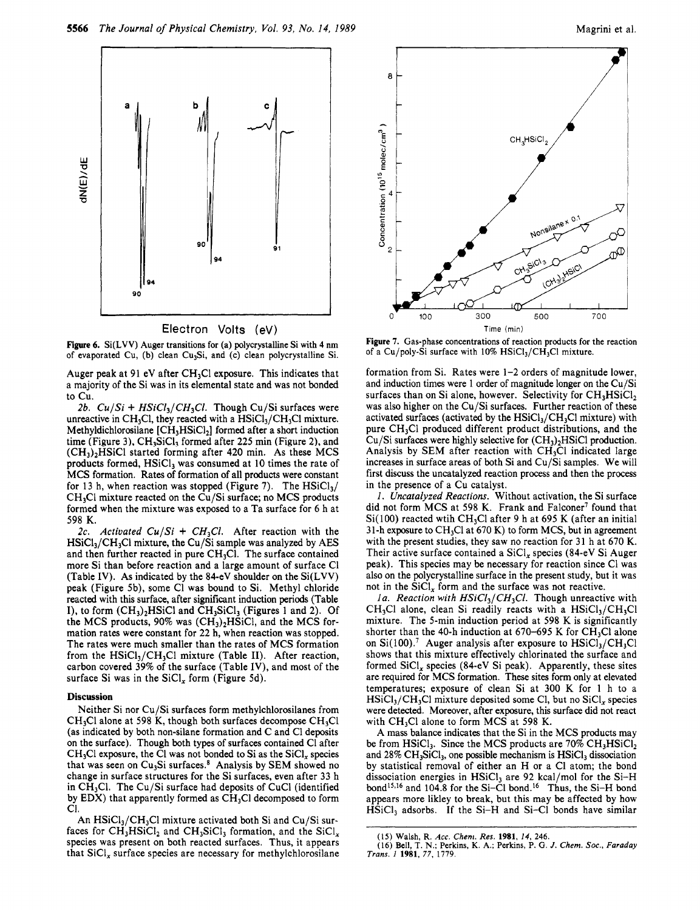Figure 6. Si(LVV) Auger transitions for (a) polycrystalline Si with 4 nm of evaporated Cu, (b) clean $Cu_3Si$, and (c) clean polycrystalline Si.

Figure 7. Gas-phase concentrations of reaction products for the reaction of a Cu/poly-Si surface with 10% $HSiCl_3/CH_3Cl$ mixture.

Auger peak at 91 eV after $CH_3Cl$ exposure. This indicates that a majority of the Si was in its elemental state and was not bonded to Cu.

*2b. Cu/Si + $HSiCl_3/CH_3Cl$.* Though Cu/Si surfaces were unreactive in $CH_3Cl$, they reacted with a $HSiCl_3/CH_3Cl$ mixture. Methyldichlorosilane [$CH_3HSiCl_2$] formed after a short induction time (Figure 3), $CH_3SiCl_3$ formed after 225 min (Figure 2), and $(CH_3)_2HSiCl$ started forming after 420 min. As these MCS products formed, $HSiCl_3$ was consumed at 10 times the rate of MCS formation. Rates of formation of all products were constant for 13 h, when reaction was stopped (Figure 7). The $HSiCl_3/CH_3Cl$ mixture reacted on the Cu/Si surface; no MCS products formed when the mixture was exposed to a Ta surface for 6 h at 598 K.

*2c. Activated Cu/Si + $CH_3Cl$.* After reaction with the $HSiCl_3/CH_3Cl$ mixture, the Cu/Si sample was analyzed by AES and then further reacted in pure $CH_3Cl$. The surface contained more Si than before reaction and a large amount of surface Cl (Table IV). As indicated by the 84-eV shoulder on the Si(LVV) peak (Figure 5b), some Cl was bound to Si. Methyl chloride reacted with this surface, after significant induction periods (Table I), to form $(CH_3)_2HSiCl$ and $CH_3SiCl_3$ (Figures 1 and 2). Of the MCS products, 90% was $(CH_3)_2HSiCl$, and the MCS formation rates were constant for 22 h, when reaction was stopped. The rates were much smaller than the rates of MCS formation from the $HSiCl_3/CH_3Cl$ mixture (Table II). After reaction, carbon covered 39% of the surface (Table IV), and most of the surface Si was in the $SiCl_x$ form (Figure 5d).

## Discussion

Neither Si nor Cu/Si surfaces form methylchlorosilanes from $CH_3Cl$ alone at 598 K, though both surfaces decompose $CH_3Cl$ (as indicated by both non-silane formation and C and Cl deposits on the surface). Though both types of surfaces contained Cl after $CH_3Cl$ exposure, the Cl was not bonded to Si as the $SiCl_x$ species that was seen on $Cu_3Si$ surfaces.[8] Analysis by SEM showed no change in surface structures for the Si surfaces, even after 33 h in $CH_3Cl$. The Cu/Si surface had deposits of CuCl (identified by EDX) that apparently formed as $CH_3Cl$ decomposed to form Cl.

An $HSiCl_3/CH_3Cl$ mixture activated both Si and Cu/Si surfaces for $CH_3HSiCl_2$ and $CH_3SiCl_3$ formation, and the $SiCl_x$ species was present on both reacted surfaces. Thus, it appears that $SiCl_x$ surface species are necessary for methylchlorosilane formation from Si. Rates were 1–2 orders of magnitude lower, and induction times were 1 order of magnitude longer on the Cu/Si surfaces than on Si alone, however. Selectivity for $CH_3HSiCl_2$ was also higher on the Cu/Si surfaces. Further reaction of these activated surfaces (activated by the $HSiCl_3/CH_3Cl$ mixture) with pure $CH_3Cl$ produced different product distributions, and the Cu/Si surfaces were highly selective for $(CH_3)_2HSiCl$ production. Analysis by SEM after reaction with $CH_3Cl$ indicated large increases in surface areas of both Si and Cu/Si samples. We will first discuss the uncatalyzed reaction process and then the process in the presence of a Cu catalyst.

*1. Uncatalyzed Reactions.* Without activation, the Si surface did not form MCS at 598 K. Frank and Falconer[7] found that Si(100) reacted wtih $CH_3Cl$ after 9 h at 695 K (after an initial 31-h exposure to $CH_3Cl$ at 670 K) to form MCS, but in agreement with the present studies, they saw no reaction for 31 h at 670 K. Their active surface contained a $SiCl_x$ species (84-eV Si Auger peak). This species may be necessary for reaction since Cl was also on the polycrystalline surface in the present study, but it was not in the $SiCl_x$ form and the surface was not reactive.

*1a. Reaction with $HSiCl_3/CH_3Cl$.* Though unreactive with $CH_3Cl$ alone, clean Si readily reacts with a $HSiCl_3/CH_3Cl$ mixture. The 5-min induction period at 598 K is significantly shorter than the 40-h induction at 670–695 K for $CH_3Cl$ alone on Si(100).[7] Auger analysis after exposure to $HSiCl_3/CH_3Cl$ shows that this mixture effectively chlorinated the surface and formed $SiCl_x$ species (84-eV Si peak). Apparently, these sites are required for MCS formation. These sites form only at elevated temperatures; exposure of clean Si at 300 K for 1 h to a $HSiCl_3/CH_3Cl$ mixture deposited some Cl, but no $SiCl_x$ species were detected. Moreover, after exposure, this surface did not react with $CH_3Cl$ alone to form MCS at 598 K.

A mass balance indicates that the Si in the MCS products may be from $HSiCl_3$. Since the MCS products are 70% $CH_3HSiCl_2$ and 28% $CH_3SiCl_3$, one possible mechanism is $HSiCl_3$ dissociation by statistical removal of either an H or a Cl atom; the bond dissociation energies in $HSiCl_3$ are 92 kcal/mol for the Si–H bond[15,16] and 104.8 for the Si–Cl bond.[16] Thus, the Si–H bond appears more likley to break, but this may be affected by how $HSiCl_3$ adsorbs. If the Si–H and Si–Cl bonds have similar

(15) Walsh, R. *Acc. Chem. Res.* **1981**, *14*, 246.

(16) Bell, T. N.; Perkins, K. A.; Perkins, P. G. *J. Chem. Soc., Faraday Trans. 1* **1981**, *77*, 1779.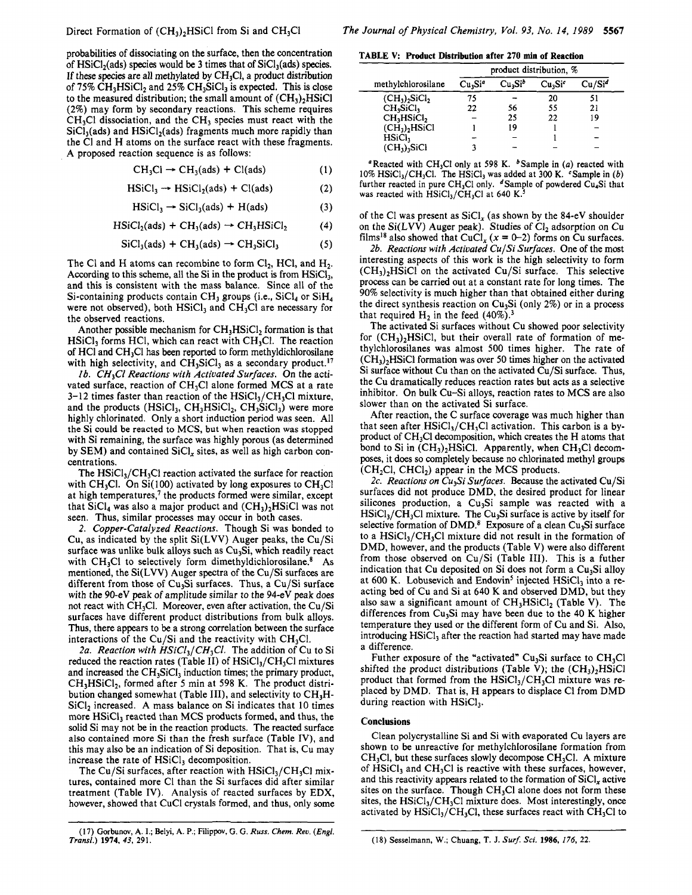probabilities of dissociating on the surface, then the concentration of $HSiCl_2$(ads) species would be 3 times that of $SiCl_3$(ads) species. If these species are all methylated by $CH_3Cl$, a product distribution of 75% $CH_3HSiCl_2$ and 25% $CH_3SiCl_3$ is expected. This is close to the measured distribution; the small amount of $(CH_3)_2HSiCl$ (2%) may form by secondary reactions. This scheme requires $CH_3Cl$ dissociation, and the $CH_3$ species must react with the $SiCl_3$(ads) and $HSiCl_2$(ads) fragments much more rapidly than the Cl and H atoms on the surface react with these fragments. A proposed reaction sequence is as follows:

$$CH_3Cl \rightarrow CH_3(ads) + Cl(ads) \quad (1)$$

$$HSiCl_3 \rightarrow HSiCl_2(ads) + Cl(ads) \quad (2)$$

$$HSiCl_3 \rightarrow SiCl_3(ads) + H(ads) \quad (3)$$

$$HSiCl_2(ads) + CH_3(ads) \rightarrow CH_3HSiCl_2 \quad (4)$$

$$SiCl_3(ads) + CH_3(ads) \rightarrow CH_3SiCl_3 \quad (5)$$

The Cl and H atoms can recombine to form $Cl_2$, HCl, and $H_2$. According to this scheme, all the Si in the product is from $HSiCl_3$, and this is consistent with the mass balance. Since all of the Si-containing products contain $CH_3$ groups (i.e., $SiCl_4$ or $SiH_4$ were not observed), both $HSiCl_3$ and $CH_3Cl$ are necessary for the observed reactions.

Another possible mechanism for $CH_3HSiCl_2$ formation is that $HSiCl_3$ forms HCl, which can react with $CH_3Cl$. The reaction of HCl and $CH_3Cl$ has been reported to form methyldichlorosilane with high selectivity, and $CH_3SiCl_3$ as a secondary product.[17]

*1b. $CH_3Cl$ Reactions with Activated Surfaces.* On the activated surface, reaction of $CH_3Cl$ alone formed MCS at a rate 3–12 times faster than reaction of the $HSiCl_3/CH_3Cl$ mixture, and the products ($HSiCl_3$, $CH_3HSiCl_2$, $CH_3SiCl_3$) were more highly chlorinated. Only a short induction period was seen. All the Si could be reacted to MCS, but when reaction was stopped with Si remaining, the surface was highly porous (as determined by SEM) and contained $SiCl_x$ sites, as well as high carbon concentrations.

The $HSiCl_3/CH_3Cl$ reaction activated the surface for reaction with $CH_3Cl$. On Si(100) activated by long exposures to $CH_3Cl$ at high temperatures,[7] the products formed were similar, except that $SiCl_4$ was also a major product and $(CH_3)_2HSiCl$ was not seen. Thus, similar processes may occur in both cases.

*2. Copper-Catalyzed Reactions.* Though Si was bonded to Cu, as indicated by the split Si(LVV) Auger peaks, the Cu/Si surface was unlike bulk alloys such as $Cu_3Si$, which readily react with $CH_3Cl$ to selectively form dimethyldichlorosilane.[8] As mentioned, the Si(LVV) Auger spectra of the Cu/Si surfaces are different from those of $Cu_3Si$ surfaces. Thus, a Cu/Si surface with the 90-eV peak of amplitude similar to the 94-eV peak does not react with $CH_3Cl$. Moreover, even after activation, the Cu/Si surfaces have different product distributions from bulk alloys. Thus, there appears to be a strong correlation between the surface interactions of the Cu/Si and the reactivity with $CH_3Cl$.

*2a. Reaction with $HSiCl_3/CH_3Cl$.* The addition of Cu to Si reduced the reaction rates (Table II) of $HSiCl_3/CH_3Cl$ mixtures and increased the $CH_3SiCl_3$ induction times; the primary product, $CH_3HSiCl_2$, formed after 5 min at 598 K. The product distribution changed somewhat (Table III), and selectivity to $CH_3HSiCl_2$ increased. A mass balance on Si indicates that 10 times more $HSiCl_3$ reacted than MCS products formed, and thus, the solid Si may not be in the reaction products. The reacted surface also contained more Si than the fresh surface (Table IV), and this may also be an indication of Si deposition. That is, Cu may increase the rate of $HSiCl_3$ decomposition.

The Cu/Si surfaces, after reaction with $HSiCl_3/CH_3Cl$ mixtures, contained more Cl than the Si surfaces did after similar treatment (Table IV). Analysis of reacted surfaces by EDX, however, showed that CuCl crystals formed, and thus, only some of the Cl was present as $SiCl_x$ (as shown by the 84-eV shoulder on the Si(LVV) Auger peak). Studies of $Cl_2$ adsorption on Cu films[18] also showed that $CuCl_x$ ($x$ = 0–2) forms on Cu surfaces.

*2b. Reactions with Activated Cu/Si Surfaces.* One of the most interesting aspects of this work is the high selectivity to form $(CH_3)_2HSiCl$ on the activated Cu/Si surface. This selective process can be carried out at a constant rate for long times. The 90% selectivity is much higher than that obtained either during the direct synthesis reaction on $Cu_3Si$ (only 2%) or in a process that required $H_2$ in the feed (40%).[3]

The activated Si surfaces without Cu showed poor selectivity for $(CH_3)_2HSiCl$, but their overall rate of formation of methylchlorosilanes was almost 500 times higher. The rate of $(CH_3)_2HSiCl$ formation was over 50 times higher on the activated Si surface without Cu than on the activated Cu/Si surface. Thus, the Cu dramatically reduces reaction rates but acts as a selective inhibitor. On bulk Cu–Si alloys, reaction rates to MCS are also slower than on the activated Si surface.

After reaction, the C surface coverage was much higher than that seen after $HSiCl_3/CH_3Cl$ activation. This carbon is a byproduct of $CH_3Cl$ decomposition, which creates the H atoms that bond to Si in $(CH_3)_2HSiCl$. Apparently, when $CH_3Cl$ decomposes, it does so completely because no chlorinated methyl groups ($CH_2Cl$, $CHCl_2$) appear in the MCS products.

*2c. Reactions on $Cu_3Si$ Surfaces.* Because the activated Cu/Si surfaces did not produce DMD, the desired product for linear silicones production, a $Cu_3Si$ sample was reacted with a $HSiCl_3/CH_3Cl$ mixture. The $Cu_3Si$ surface is active by itself for selective formation of DMD.[8] Exposure of a clean $Cu_3Si$ surface to a $HSiCl_3/CH_3Cl$ mixture did not result in the formation of DMD, however, and the products (Table V) were also different from those observed on Cu/Si (Table III). This is a futher indication that Cu deposited on Si does not form a $Cu_3Si$ alloy at 600 K. Lobusevich and Endovin[5] injected $HSiCl_3$ into a reacting bed of Cu and Si at 640 K and observed DMD, but they also saw a significant amount of $CH_3HSiCl_2$ (Table V). The differences from $Cu_3Si$ may have been due to the 40 K higher temperature they used or the different form of Cu and Si. Also, introducing $HSiCl_3$ after the reaction had started may have made a difference.

Futher exposure of the "activated" $Cu_3Si$ surface to $CH_3Cl$ shifted the product distributions (Table V); the $(CH_3)_2HSiCl$ product that formed from the $HSiCl_3/CH_3Cl$ mixture was replaced by DMD. That is, H appears to displace Cl from DMD during reaction with $HSiCl_3$.

**TABLE V: Product Distribution after 270 min of Reaction**

| methylchlorosilane | product distribution, % | | | |
|---|---|---|---|---|
| | $Cu_3Si$[a] | $Cu_3Si$[b] | $Cu_3Si$[c] | $Cu/Si$[d] |
| $(CH_3)_2SiCl_2$ | 75 | – | 20 | 51 |
| $CH_3SiCl_3$ | 22 | 56 | 55 | 21 |
| $CH_3HSiCl_2$ | – | 25 | 22 | 19 |
| $(CH_3)_2HSiCl$ | 1 | 19 | 1 | – |
| $HSiCl_3$ | – | – | 1 | – |
| $(CH_3)_3SiCl$ | 3 | – | – | – |

[a] Reacted with $CH_3Cl$ only at 598 K. [b] Sample in (a) reacted with 10% $HSiCl_3/CH_3Cl$. The $HSiCl_3$ was added at 300 K. [c] Sample in (b) further reacted in pure $CH_3Cl$ only. [d] Sample of powdered $Cu_4Si$ that was reacted with $HSiCl_3/CH_3Cl$ at 640 K.[5]

## Conclusions

Clean polycrystalline Si and Si with evaporated Cu layers are shown to be unreactive for methylchlorosilane formation from $CH_3Cl$, but these surfaces slowly decompose $CH_3Cl$. A mixture of $HSiCl_3$ and $CH_3Cl$ is reactive with these surfaces, however, and this reactivity appears related to the formation of $SiCl_x$ active sites on the surface. Though $CH_3Cl$ alone does not form these sites, the $HSiCl_3/CH_3Cl$ mixture does. Most interestingly, once activated by $HSiCl_3/CH_3Cl$, these surfaces react with $CH_3Cl$ to

(17) Gorbunov, A. I.; Belyi, A. P.; Filippov, G. G. *Russ. Chem. Rev. (Engl. Transl.)* **1974**, *43*, 291.

(18) Sesselmann, W.; Chuang, T. J. *Surf. Sci.* **1986**, *176*, 22.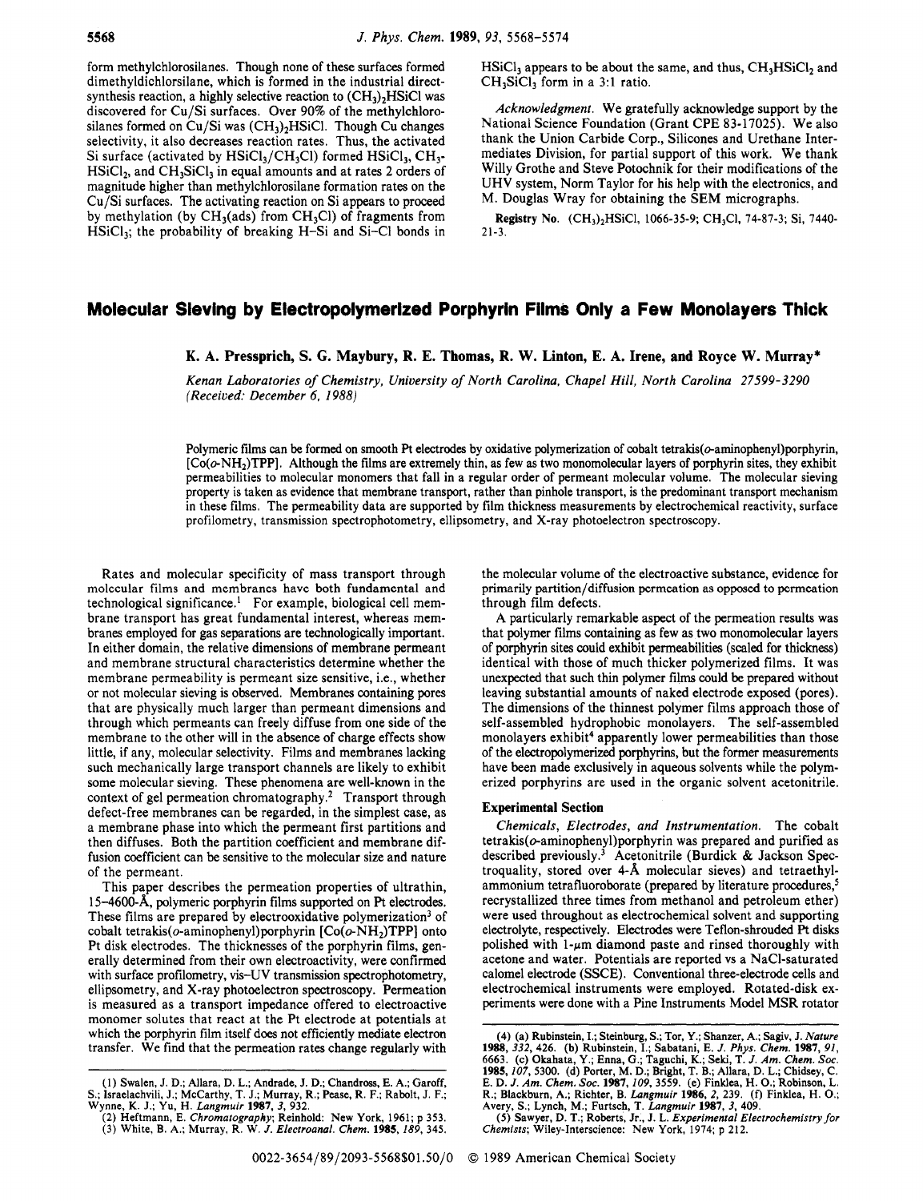form methylchlorosilanes. Though none of these surfaces formed dimethyldichlorsilane, which is formed in the industrial direct-synthesis reaction, a highly selective reaction to $(CH_3)_2HSiCl$ was discovered for Cu/Si surfaces. Over 90% of the methylchlorosilanes formed on Cu/Si was $(CH_3)_2HSiCl$. Though Cu changes selectivity, it also decreases reaction rates. Thus, the activated Si surface (activated by $HSiCl_3/CH_3Cl$) formed $HSiCl_3$, $CH_3HSiCl_2$, and $CH_3SiCl_3$ in equal amounts and at rates 2 orders of magnitude higher than methylchlorosilane formation rates on the Cu/Si surfaces. The activating reaction on Si appears to proceed by methylation (by $CH_3$(ads) from $CH_3Cl$) of fragments from $HSiCl_3$; the probability of breaking H–Si and Si–Cl bonds in $HSiCl_3$ appears to be about the same, and thus, $CH_3HSiCl_2$ and $CH_3SiCl_3$ form in a 3:1 ratio.

*Acknowledgment.* We gratefully acknowledge support by the National Science Foundation (Grant CPE 83-17025). We also thank the Union Carbide Corp., Silicones and Urethane Intermediates Division, for partial support of this work. We thank Willy Grothe and Steve Potochnik for their modifications of the UHV system, Norm Taylor for his help with the electronics, and M. Douglas Wray for obtaining the SEM micrographs.

**Registry No.** $(CH_3)_2HSiCl$, 1066-35-9; $CH_3Cl$, 74-87-3; Si, 7440-21-3.

# Molecular Sieving by Electropolymerized Porphyrin Films Only a Few Monolayers Thick

**K. A. Pressprich, S. G. Maybury, R. E. Thomas, R. W. Linton, E. A. Irene, and Royce W. Murray***

*Kenan Laboratories of Chemistry, University of North Carolina, Chapel Hill, North Carolina 27599-3290 (Received: December 6, 1988)*

Polymeric films can be formed on smooth Pt electrodes by oxidative polymerization of cobalt tetrakis(*o*-aminophenyl)porphyrin, [Co(*o*-$NH_2$)TPP]. Although the films are extremely thin, as few as two monomolecular layers of porphyrin sites, they exhibit permeabilities to molecular monomers that fall in a regular order of permeant molecular volume. The molecular sieving property is taken as evidence that membrane transport, rather than pinhole transport, is the predominant transport mechanism in these films. The permeability data are supported by film thickness measurements by electrochemical reactivity, surface profilometry, transmission spectrophotometry, ellipsometry, and X-ray photoelectron spectroscopy.

Rates and molecular specificity of mass transport through molecular films and membranes have both fundamental and technological significance.[1] For example, biological cell membrane transport has great fundamental interest, whereas membranes employed for gas separations are technologically important. In either domain, the relative dimensions of membrane permeant and membrane structural characteristics determine whether the membrane permeability is permeant size sensitive, i.e., whether or not molecular sieving is observed. Membranes containing pores that are physically much larger than permeant dimensions and through which permeants can freely diffuse from one side of the membrane to the other will in the absence of charge effects show little, if any, molecular selectivity. Films and membranes lacking such mechanically large transport channels are likely to exhibit some molecular sieving. These phenomena are well-known in the context of gel permeation chromatography.[2] Transport through defect-free membranes can be regarded, in the simplest case, as a membrane phase into which the permeant first partitions and then diffuses. Both the partition coefficient and membrane diffusion coefficient can be sensitive to the molecular size and nature of the permeant.

This paper describes the permeation properties of ultrathin, 15–4600-Å, polymeric porphyrin films supported on Pt electrodes. These films are prepared by electrooxidative polymerization[3] of cobalt tetrakis(*o*-aminophenyl)porphyrin [Co(*o*-$NH_2$)TPP] onto Pt disk electrodes. The thicknesses of the porphyrin films, generally determined from their own electroactivity, were confirmed with surface profilometry, vis-UV transmission spectrophotometry, ellipsometry, and X-ray photoelectron spectroscopy. Permeation is measured as a transport impedance offered to electroactive monomer solutes that react at the Pt electrode at potentials at which the porphyrin film itself does not efficiently mediate electron transfer. We find that the permeation rates change regularly with the molecular volume of the electroactive substance, evidence for primarily partition/diffusion permeation as opposed to permeation through film defects.

A particularly remarkable aspect of the permeation results was that polymer films containing as few as two monomolecular layers of porphyrin sites could exhibit permeabilities (scaled for thickness) identical with those of much thicker polymerized films. It was unexpected that such thin polymer films could be prepared without leaving substantial amounts of naked electrode exposed (pores). The dimensions of the thinnest polymer films approach those of self-assembled hydrophobic monolayers. The self-assembled monolayers exhibit[4] apparently lower permeabilities than those of the electropolymerized porphyrins, but the former measurements have been made exclusively in aqueous solvents while the polymerized porphyrins are used in the organic solvent acetonitrile.

## Experimental Section

*Chemicals, Electrodes, and Instrumentation.* The cobalt tetrakis(*o*-aminophenyl)porphyrin was prepared and purified as described previously.[3] Acetonitrile (Burdick & Jackson Spectroquality, stored over 4-Å molecular sieves) and tetraethylammonium tetrafluoroborate (prepared by literature procedures,[5] recrystallized three times from methanol and petroleum ether) were used throughout as electrochemical solvent and supporting electrolyte, respectively. Electrodes were Teflon-shrouded Pt disks polished with 1-μm diamond paste and rinsed thoroughly with acetone and water. Potentials are reported vs a NaCl-saturated calomel electrode (SSCE). Conventional three-electrode cells and electrochemical instruments were employed. Rotated-disk experiments were done with a Pine Instruments Model MSR rotator

(1) Swalen, J. D.; Allara, D. L.; Andrade, J. D.; Chandross, E. A.; Garoff, S.; Israelachvili, J.; McCarthy, T. J.; Murray, R.; Pease, R. F.; Rabolt, J. F.; Wynne, K. J.; Yu, H. *Langmuir* **1987**, *3*, 932.
(2) Heftmann, E. *Chromatography*; Reinhold: New York, 1961; p 353.
(3) White, B. A.; Murray, R. W. *J. Electroanal. Chem.* **1985**, *189*, 345.
(4) (a) Rubinstein, I.; Steinburg, S.; Tor, Y.; Shanzer, A.; Sagiv, J. *Nature* **1988**, *332*, 426. (b) Rubinstein, I.; Sabatani, E. *J. Phys. Chem.* **1987**, *91*, 6663. (c) Okahata, Y.; Enna, G.; Taguchi, K.; Seki, T. *J. Am. Chem. Soc.* **1985**, *107*, 5300. (d) Porter, M. D.; Bright, T. B.; Allara, D. L.; Chidsey, C. E. D. *J. Am. Chem. Soc.* **1987**, *109*, 3559. (e) Finklea, H. O.; Robinson, L. R.; Blackburn, A.; Richter, B. *Langmuir* **1986**, *2*, 239. (f) Finklea, H. O.; Avery, S.; Lynch, M.; Furtsch, T. *Langmuir* **1987**, *3*, 409.
(5) Sawyer, D. T.; Roberts, Jr., J. L. *Experimental Electrochemistry for Chemists*; Wiley-Interscience: New York, 1974; p 212.

0022-3654/89/2093-5568$01.50/0 © 1989 American Chemical Society